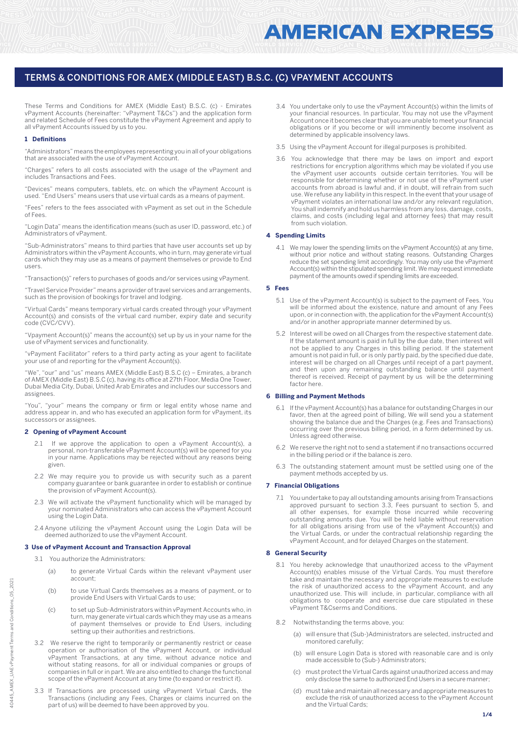# TERMS & CONDITIONS FOR AMEX (MIDDLE EAST) B.S.C. (C) VPAYMENT ACCOUNTS

These Terms and Conditions for AMEX (Middle East) B.S.C. (c) - Emirates vPayment Accounts (hereinafter: "vPayment T&Cs") and the application form and related Schedule of Fees constitute the vPayment Agreement and apply to all vPayment Accounts issued by us to you.

## 1 Definitions

"Administrators" means the employees representing you in all of your obligations that are associated with the use of vPayment Account.

"Charges" refers to all costs associated with the usage of the vPayment and includes Transactions and Fees.

"Devices" means computers, tablets, etc. on which the vPayment Account is used. "End Users" means users that use virtual cards as a means of payment.

"Fees" refers to the fees associated with vPayment as set out in the Schedule of Fees.

"Login Data" means the identification means (such as user ID, password, etc.) of Administrators of vPayment.

"Sub-Administrators" means to third parties that have user accounts set up by Administrators within the vPayment Accounts, who in turn, may generate virtual cards which they may use as a means of payment themselves or provide to End users.

"Transaction(s)" refers to purchases of goods and/or services using vPayment.

"Travel Service Provider" means a provider of travel services and arrangements, such as the provision of bookings for travel and lodging.

"Virtual Cards" means temporary virtual cards created through your vPayment Account(s) and consists of the virtual card number, expiry date and security code (CVC/CVV).

"Vpayment Account(s)" means the account(s) set up by us in your name for the use of vPayment services and functionality.

"vPayment Facilitator" refers to a third party acting as your agent to facilitate your use of and reporting for the vPayment Account(s).

"We", "our" and "us" means AMEX (Middle East) B.S.C (c) – Emirates, a branch of AMEX (Middle East) B.S.C (c), having its office at 27th Floor, Media One Tower, Dubai Media City, Dubai, United Arab Emirates and includes our successors and assignees.

"You", "your" means the company or firm or legal entity whose name and address appear in, and who has executed an application form for vPayment, its successors or assignees.

## 2 Opening of vPayment Account

2.1 If we approve the application to open a vPayment Account(s), a personal, non-transferable vPayment Account(s) will be opened for you in your name. Applications may be rejected without any reasons being given.

2.2 We may require you to provide us with security such as a parent company guarantee or bank guarantee in order to establish or continue the provision of vPayment Account(s).

2.3 We will activate the vPayment functionality which will be managed by your nominated Administrators who can access the vPayment Account using the Login Data.

2.4 Anyone utilizing the vPayment Account using the Login Data will be deemed authorized to use the vPayment Account.

## 3 Use of vPayment Account and Transaction Approval

3.1 You authorize the Administrators:

(a) to generate Virtual Cards within the relevant vPayment user account;

(b) to use Virtual Cards themselves as a means of payment, or to provide End Users with Virtual Cards to use;

(c) to set up Sub-Administrators within vPayment Accounts who, in turn, may generate virtual cards which they may use as a means of payment themselves or provide to End Users, including setting up their authorities and restrictions.

3.2 We reserve the right to temporarily or permanently restrict or cease operation or authorisation of the vPayment Account, or individual vPayment Transactions, at any time, without advance notice and without stating reasons, for all or individual companies or groups of companies in full or in part. We are also entitled to change the functional scope of the vPayment Account at any time (to expand or restrict it).

3.3 If Transactions are processed using vPayment Virtual Cards, the Transactions (including any Fees, Charges or claims incurred on the part of us) will be deemed to have been approved by you.

3.4 You undertake only to use the vPayment Account(s) within the limits of your financial resources. In particular, You may not use the vPayment Account once it becomes clear that you are unable to meet your financial obligations or if you become or will imminently become insolvent as determined by applicable insolvency laws.

3.5 Using the vPayment Account for illegal purposes is prohibited.

3.6 You acknowledge that there may be laws on import and export restrictions for encryption algorithms which may be violated if you use the vPayment user accounts outside certain territories. You will be responsible for determining whether or not use of the vPayment user accounts from abroad is lawful and, if in doubt, will refrain from such use. We refuse any liability in this respect. In the event that your usage of vPayment violates an international law and/or any relevant regulation, You shall indemnify and hold us harmless from any loss, damage, costs, claims, and costs (including legal and attorney fees) that may result from such violation.

## 4 Spending Limits

4.1 We may lower the spending limits on the vPayment Account(s) at any time, without prior notice and without stating reasons. Outstanding Charges reduce the set spending limit accordingly. You may only use the vPayment Account(s) within the stipulated spending limit. We may request immediate payment of the amounts owed if spending limits are exceeded.

## 5 Fees

5.1 Use of the vPayment Account(s) is subject to the payment of Fees. You will be informed about the existence, nature and amount of any Fees upon, or in connection with, the application for the vPayment Account(s) and/or in another appropriate manner determined by us.

5.2 Interest will be owed on all Charges from the respective statement date. If the statement amount is paid in full by the due date, then interest will not be applied to any Charges in this billing period. If the statement amount is not paid in full, or is only partly paid, by the specified due date, interest will be charged on all Charges until receipt of a part payment, and then upon any remaining outstanding balance until payment thereof is received. Receipt of payment by us will be the determining factor here.

## 6 Billing and Payment Methods

6.1 If the vPayment Account(s) has a balance for outstanding Charges in our favor, then at the agreed point of billing, We will send you a statement showing the balance due and the Charges (e.g. Fees and Transactions) occurring over the previous billing period, in a form determined by us. Unless agreed otherwise.

6.2 We reserve the right not to send a statement if no transactions occurred in the billing period or if the balance is zero.

6.3 The outstanding statement amount must be settled using one of the payment methods accepted by us.

## 7 Financial Obligations

7.1 You undertake to pay all outstanding amounts arising from Transactions approved pursuant to section 3.3, Fees pursuant to section 5, and all other expenses, for example those incurred while recovering outstanding amounts due. You will be held liable without reservation for all obligations arising from use of the vPayment Account(s) and the Virtual Cards, or under the contractual relationship regarding the vPayment Account, and for delayed Charges on the statement.

## 8 General Security

8.1 You hereby acknowledge that unauthorized access to the vPayment Account(s) enables misuse of the Virtual Cards. You must therefore take and maintain the necessary and appropriate measures to exclude the risk of unauthorized access to the vPayment Account, and any unauthorized use. This will include, in particular, compliance with all obligations to cooperate and exercise due care stipulated in these vPayment T&Cserms and Conditions.

8.2 Notwithstanding the terms above, you:

(a) will ensure that (Sub-)Administrators are selected, instructed and monitored carefully;

(b) will ensure Login Data is stored with reasonable care and is only made accessible to (Sub-) Administrators;

(c) must protect the Virtual Cards against unauthorized access and may only disclose the same to authorized End Users in a secure manner;

(d) must take and maintain all necessary and appropriate measures to exclude the risk of unauthorized access to the vPayment Account and the Virtual Cards;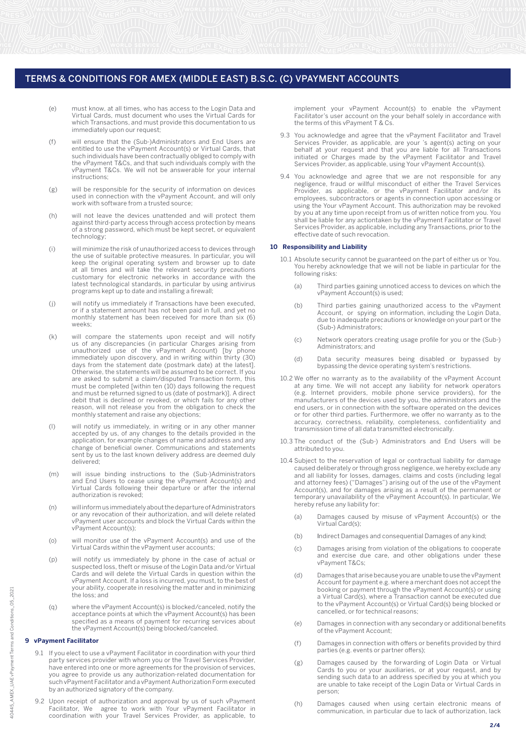## TERMS & CONDITIONS FOR AMEX (MIDDLE EAST) B.S.C. (C) VPAYMENT ACCOUNTS

(e) must know, at all times, who has access to the Login Data and Virtual Cards, must document who uses the Virtual Cards for which Transactions, and must provide this documentation to us immediately upon our request;

(f) will ensure that the (Sub-)Administrators and End Users are entitled to use the vPayment Account(s) or Virtual Cards, that such individuals have been contractually obliged to comply with the vPayment T&Cs, and that such individuals comply with the vPayment T&Cs. We will not be answerable for your internal instructions;

(g) will be responsible for the security of information on devices used in connection with the vPayment Account, and will only work with software from a trusted source;

(h) will not leave the devices unattended and will protect them against third-party access through access protection by means of a strong password, which must be kept secret, or equivalent technology;

(i) will minimize the risk of unauthorized access to devices through the use of suitable protective measures. In particular, you will keep the original operating system and browser up to date at all times and will take the relevant security precautions customary for electronic networks in accordance with the latest technological standards, in particular by using antivirus programs kept up to date and installing a firewall;

(j) will notify us immediately if Transactions have been executed, or if a statement amount has not been paid in full, and yet no monthly statement has been received for more than six (6) weeks;

(k) will compare the statements upon receipt and will notify us of any discrepancies (in particular Charges arising from unauthorized use of the vPayment Account) [by phone immediately upon discovery, and in writing within thirty (30) days from the statement date (postmark date) at the latest]. Otherwise, the statements will be assumed to be correct. If you are asked to submit a claim/disputed Transaction form, this must be completed [within ten (10) days following the request and must be returned signed to us (date of postmark)]. A direct debit that is declined or revoked, or which fails for any other reason, will not release you from the obligation to check the monthly statement and raise any objections;

(l) will notify us immediately, in writing or in any other manner accepted by us, of any changes to the details provided in the application, for example changes of name and address and any change of beneficial owner. Communications and statements sent by us to the last known delivery address are deemed duly delivered;

(m) will issue binding instructions to the (Sub-)Administrators and End Users to cease using the vPayment Account(s) and Virtual Cards following their departure or after the internal authorization is revoked;

(n) will inform us immediately about the departure of Administrators or any revocation of their authorization, and will delete related vPayment user accounts and block the Virtual Cards within the vPayment Account(s);

(o) will monitor use of the vPayment Account(s) and use of the Virtual Cards within the vPayment user accounts;

(p) will notify us immediately by phone in the case of actual or suspected loss, theft or misuse of the Login Data and/or Virtual Cards and will delete the Virtual Cards in question within the vPayment Account. If a loss is incurred, you must, to the best of your ability, cooperate in resolving the matter and in minimizing the loss; and

(q) where the vPayment Account(s) is blocked/canceled, notify the acceptance points at which the vPayment Account(s) has been specified as a means of payment for recurring services about the vPayment Account(s) being blocked/canceled.

### 9 vPayment Facilitator

9.1 If you elect to use a vPayment Facilitator in coordination with your third party services provider with whom you or the Travel Services Provider, have entered into one or more agreements for the provision of services, you agree to provide us any authorization-related documentation for such vPayment Facilitator and a vPayment Authorization Form executed by an authorized signatory of the company.

9.2 Upon receipt of authorization and approval by us of such vPayment Facilitator, We agree to work with Your vPayment Facilitator in coordination with your Travel Services Provider, as applicable, to implement your vPayment Account(s) to enable the vPayment Facilitator's user account on the your behalf solely in accordance with the terms of this vPayment T & Cs.

9.3 You acknowledge and agree that the vPayment Facilitator and Travel Services Provider, as applicable, are your 's agent(s) acting on your behalf at your request and that you are liable for all Transactions initiated or Charges made by the vPayment Facilitator and Travel Services Provider, as applicable, using Your vPayment Account(s).

9.4 You acknowledge and agree that we are not responsible for any negligence, fraud or willful misconduct of either the Travel Services Provider, as applicable, or the vPayment Facilitator and/or its employees, subcontractors or agents in connection upon accessing or using the Your vPayment Account. This authorization may be revoked by you at any time upon receipt from us of written notice from you. You shall be liable for any actiontaken by the vPayment Facilitator or Travel Services Provider, as applicable, including any Transactions, prior to the effective date of such revocation.

### 10 Responsibility and Liability

10.1 Absolute security cannot be guaranteed on the part of either us or You. You hereby acknowledge that we will not be liable in particular for the following risks:

(a) Third parties gaining unnoticed access to devices on which the vPayment Account(s) is used;

(b) Third parties gaining unauthorized access to the vPayment Account, or spying on information, including the Login Data, due to inadequate precautions or knowledge on your part or the (Sub-) Administrators;

(c) Network operators creating usage profile for you or the (Sub-) Administrators; and

(d) Data security measures being disabled or bypassed by bypassing the device operating system's restrictions.

10.2 We offer no warranty as to the availability of the vPayment Account at any time. We will not accept any liability for network operators (e.g. Internet providers, mobile phone service providers), for the manufacturers of the devices used by you, the administrators and the end users, or in connection with the software operated on the devices or for other third parties. Furthermore, we offer no warranty as to the accuracy, correctness, reliability, completeness, confidentiality and transmission time of all data transmitted electronically.

10.3 The conduct of the (Sub-) Administrators and End Users will be attributed to you.

10.4 Subject to the reservation of legal or contractual liability for damage caused deliberately or through gross negligence, we hereby exclude any and all liability for losses, damages, claims and costs (including legal and attorney fees) ("Damages") arising out of the use of the vPayment Account(s), and for damages arising as a result of the permanent or temporary unavailability of the vPayment Account(s). In particular, We hereby refuse any liability for:

(a) Damages caused by misuse of vPayment Account(s) or the Virtual Card(s);

(b) Indirect Damages and consequential Damages of any kind;

(c) Damages arising from violation of the obligations to cooperate and exercise due care, and other obligations under these vPayment T&Cs;

(d) Damages that arise because you are unable to use the vPayment Account for payment e.g. where a merchant does not accept the booking or payment through the vPayment Account(s) or using a Virtual Card(s), where a Transaction cannot be executed due to the vPayment Account(s) or Virtual Card(s) being blocked or cancelled, or for technical reasons;

(e) Damages in connection with any secondary or additional benefits of the vPayment Account;

(f) Damages in connection with offers or benefits provided by third parties (e.g. events or partner offers);

(g) Damages caused by the forwarding of Login Data or Virtual Cards to you or your auxiliaries, or at your request, and by sending such data to an address specified by you at which you are unable to take receipt of the Login Data or Virtual Cards in person;

(h) Damages caused when using certain electronic means of communication, in particular due to lack of authorization, lack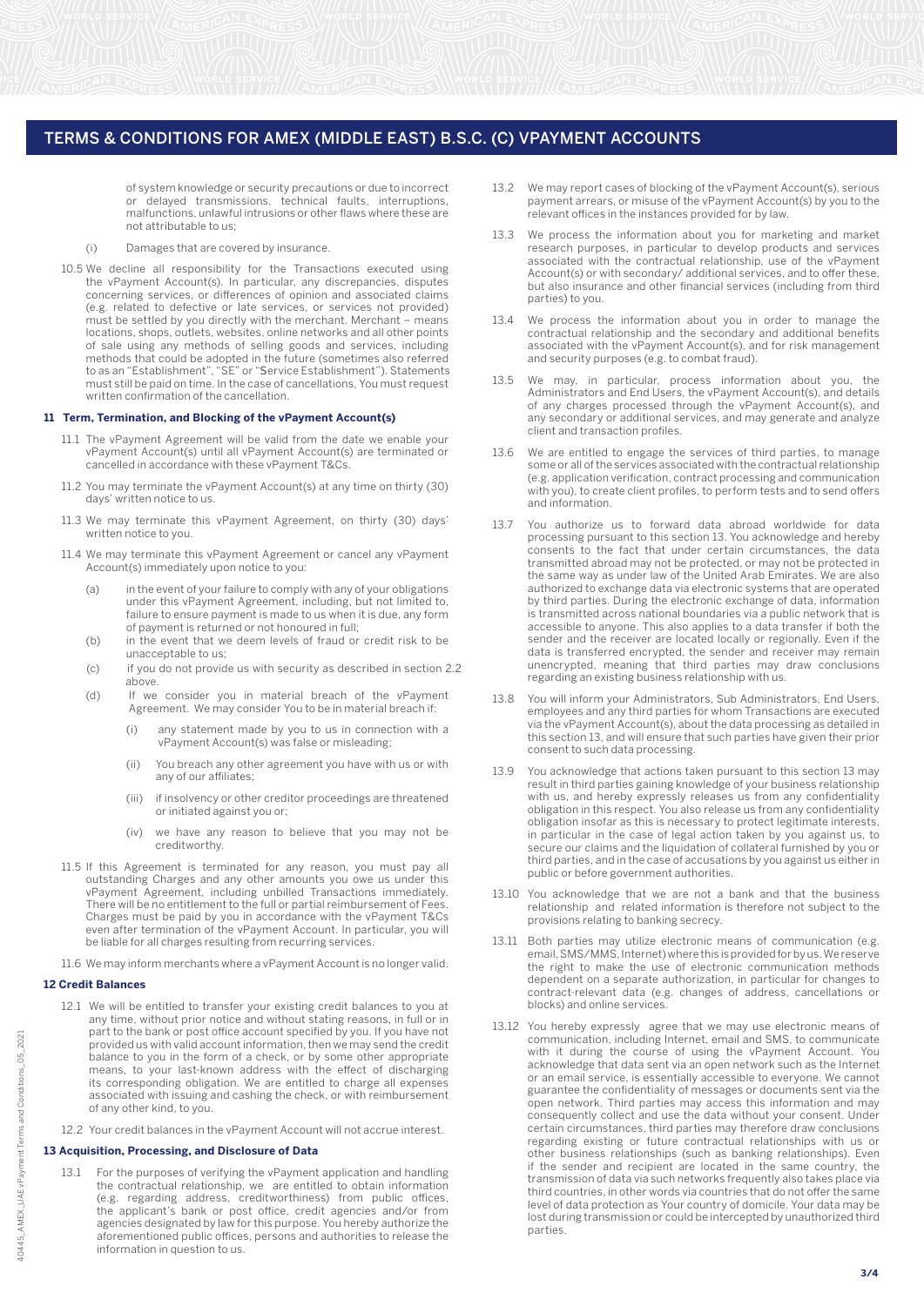of system knowledge or security precautions or due to incorrect or delayed transmissions, technical faults, interruptions, malfunctions, unlawful intrusions or other flaws where these are not attributable to us;

(i) Damages that are covered by insurance.

10.5 We decline all responsibility for the Transactions executed using the vPayment Account(s). In particular, any discrepancies, disputes concerning services, or differences of opinion and associated claims (e.g. related to defective or late services, or services not provided) must be settled by you directly with the merchant. Merchant – means locations, shops, outlets, websites, online networks and all other points of sale using any methods of selling goods and services, including methods that could be adopted in the future (sometimes also referred to as an "Establishment", "SE" or "Service Establishment"). Statements must still be paid on time. In the case of cancellations, You must request written confirmation of the cancellation.

**11 Term, Termination, and Blocking of the vPayment Account(s)**

11.1 The vPayment Agreement will be valid from the date we enable your vPayment Account(s) until all vPayment Account(s) are terminated or cancelled in accordance with these vPayment T&Cs.

11.2 You may terminate the vPayment Account(s) at any time on thirty (30) days' written notice to us.

11.3 We may terminate this vPayment Agreement, on thirty (30) days' written notice to you.

11.4 We may terminate this vPayment Agreement or cancel any vPayment Account(s) immediately upon notice to you:

(a) in the event of your failure to comply with any of your obligations under this vPayment Agreement, including, but not limited to, failure to ensure payment is made to us when it is due, any form of payment is returned or not honoured in full;

(b) in the event that we deem levels of fraud or credit risk to be unacceptable to us;

(c) if you do not provide us with security as described in section 2.2 above.

(d) If we consider you in material breach of the vPayment Agreement. We may consider You to be in material breach if:

(i) any statement made by you to us in connection with a vPayment Account(s) was false or misleading;

(ii) You breach any other agreement you have with us or with any of our affiliates;

(iii) if insolvency or other creditor proceedings are threatened or initiated against you or;

(iv) we have any reason to believe that you may not be creditworthy.

11.5 If this Agreement is terminated for any reason, you must pay all outstanding Charges and any other amounts you owe us under this vPayment Agreement, including unbilled Transactions immediately. There will be no entitlement to the full or partial reimbursement of Fees. Charges must be paid by you in accordance with the vPayment T&Cs even after termination of the vPayment Account. In particular, you will be liable for all charges resulting from recurring services.

11.6 We may inform merchants where a vPayment Account is no longer valid.

**12 Credit Balances**

12.1 We will be entitled to transfer your existing credit balances to you at any time, without prior notice and without stating reasons, in full or in part to the bank or post office account specified by you. If you have not provided us with valid account information, then we may send the credit balance to you in the form of a check, or by some other appropriate means, to your last-known address with the effect of discharging its corresponding obligation. We are entitled to charge all expenses associated with issuing and cashing the check, or with reimbursement of any other kind, to you.

12.2 Your credit balances in the vPayment Account will not accrue interest.

**13 Acquisition, Processing, and Disclosure of Data**

13.1 For the purposes of verifying the vPayment application and handling the contractual relationship, we are entitled to obtain information (e.g. regarding address, creditworthiness) from public offices, the applicant's bank or post office, credit agencies and/or from agencies designated by law for this purpose. You hereby authorize the aforementioned public offices, persons and authorities to release the information in question to us.

13.2 We may report cases of blocking of the vPayment Account(s), serious payment arrears, or misuse of the vPayment Account(s) by you to the relevant offices in the instances provided for by law.

13.3 We process the information about you for marketing and market research purposes, in particular to develop products and services associated with the contractual relationship, use of the vPayment Account(s) or with secondary/ additional services, and to offer these, but also insurance and other financial services (including from third parties) to you.

13.4 We process the information about you in order to manage the contractual relationship and the secondary and additional benefits associated with the vPayment Account(s), and for risk management and security purposes (e.g. to combat fraud).

13.5 We may, in particular, process information about you, the Administrators and End Users, the vPayment Account(s), and details of any charges processed through the vPayment Account(s), and any secondary or additional services, and may generate and analyze client and transaction profiles.

13.6 We are entitled to engage the services of third parties, to manage some or all of the services associated with the contractual relationship (e.g. application verification, contract processing and communication with you), to create client profiles, to perform tests and to send offers and information.

13.7 You authorize us to forward data abroad worldwide for data processing pursuant to this section 13. You acknowledge and hereby consents to the fact that under certain circumstances, the data transmitted abroad may not be protected, or may not be protected in the same way as under law of the United Arab Emirates. We are also authorized to exchange data via electronic systems that are operated by third parties. During the electronic exchange of data, information is transmitted across national boundaries via a public network that is accessible to anyone. This also applies to a data transfer if both the sender and the receiver are located locally or regionally. Even if the data is transferred encrypted, the sender and receiver may remain unencrypted, meaning that third parties may draw conclusions regarding an existing business relationship with us.

13.8 You will inform your Administrators, Sub Administrators, End Users, employees and any third parties for whom Transactions are executed via the vPayment Account(s), about the data processing as detailed in this section 13, and will ensure that such parties have given their prior consent to such data processing.

13.9 You acknowledge that actions taken pursuant to this section 13 may result in third parties gaining knowledge of your business relationship with us, and hereby expressly releases us from any confidentiality obligation in this respect. You also release us from any confidentiality obligation insofar as this is necessary to protect legitimate interests, in particular in the case of legal action taken by you against us, to secure our claims and the liquidation of collateral furnished by you or third parties, and in the case of accusations by you against us either in public or before government authorities.

13.10 You acknowledge that we are not a bank and that the business relationship and related information is therefore not subject to the provisions relating to banking secrecy.

13.11 Both parties may utilize electronic means of communication (e.g. email, SMS/MMS, Internet) where this is provided for by us. We reserve the right to make the use of electronic communication methods dependent on a separate authorization, in particular for changes to contract-relevant data (e.g. changes of address, cancellations or blocks) and online services.

13.12 You hereby expressly agree that we may use electronic means of communication, including Internet, email and SMS, to communicate with it during the course of using the vPayment Account. You acknowledge that data sent via an open network such as the Internet or an email service, is essentially accessible to everyone. We cannot guarantee the confidentiality of messages or documents sent via the open network. Third parties may access this information and may consequently collect and use the data without your consent. Under certain circumstances, third parties may therefore draw conclusions regarding existing or future contractual relationships with us or other business relationships (such as banking relationships). Even if the sender and recipient are located in the same country, the transmission of data via such networks frequently also takes place via third countries, in other words via countries that do not offer the same level of data protection as Your country of domicile. Your data may be lost during transmission or could be intercepted by unauthorized third parties.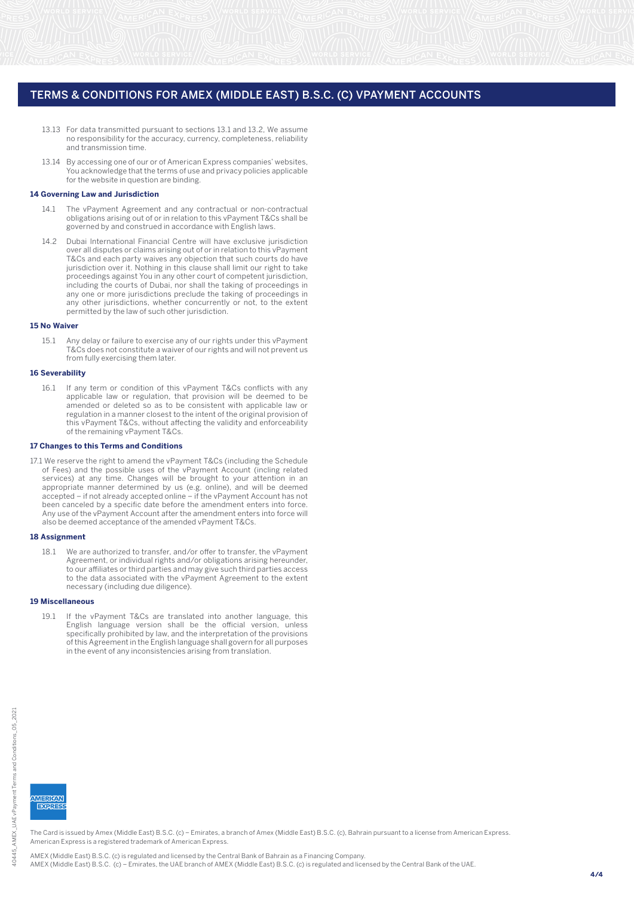# TERMS & CONDITIONS FOR AMEX (MIDDLE EAST) B.S.C. (C) VPAYMENT ACCOUNTS

13.13 For data transmitted pursuant to sections 13.1 and 13.2, We assume no responsibility for the accuracy, currency, completeness, reliability and transmission time.

13.14 By accessing one of our or of American Express companies' websites, You acknowledge that the terms of use and privacy policies applicable for the website in question are binding.

**14 Governing Law and Jurisdiction**

14.1 The vPayment Agreement and any contractual or non-contractual obligations arising out of or in relation to this vPayment T&Cs shall be governed by and construed in accordance with English laws.

14.2 Dubai International Financial Centre will have exclusive jurisdiction over all disputes or claims arising out of or in relation to this vPayment T&Cs and each party waives any objection that such courts do have jurisdiction over it. Nothing in this clause shall limit our right to take proceedings against You in any other court of competent jurisdiction, including the courts of Dubai, nor shall the taking of proceedings in any one or more jurisdictions preclude the taking of proceedings in any other jurisdictions, whether concurrently or not, to the extent permitted by the law of such other jurisdiction.

**15 No Waiver**

15.1 Any delay or failure to exercise any of our rights under this vPayment T&Cs does not constitute a waiver of our rights and will not prevent us from fully exercising them later.

**16 Severability**

16.1 If any term or condition of this vPayment T&Cs conflicts with any applicable law or regulation, that provision will be deemed to be amended or deleted so as to be consistent with applicable law or regulation in a manner closest to the intent of the original provision of this vPayment T&Cs, without affecting the validity and enforceability of the remaining vPayment T&Cs.

**17 Changes to this Terms and Conditions**

17.1 We reserve the right to amend the vPayment T&Cs (including the Schedule of Fees) and the possible uses of the vPayment Account (incling related services) at any time. Changes will be brought to your attention in an appropriate manner determined by us (e.g. online), and will be deemed accepted – if not already accepted online – if the vPayment Account has not been canceled by a specific date before the amendment enters into force. Any use of the vPayment Account after the amendment enters into force will also be deemed acceptance of the amended vPayment T&Cs.

**18 Assignment**

18.1 We are authorized to transfer, and/or offer to transfer, the vPayment Agreement, or individual rights and/or obligations arising hereunder, to our affiliates or third parties and may give such third parties access to the data associated with the vPayment Agreement to the extent necessary (including due diligence).

**19 Miscellaneous**

19.1 If the vPayment T&Cs are translated into another language, this English language version shall be the official version, unless specifically prohibited by law, and the interpretation of the provisions of this Agreement in the English language shall govern for all purposes in the event of any inconsistencies arising from translation.

40445_AMEX_UAE vPayment Terms and Conditions_05_2021

The Card is issued by Amex (Middle East) B.S.C. (c) – Emirates, a branch of Amex (Middle East) B.S.C. (c), Bahrain pursuant to a license from American Express. American Express is a registered trademark of American Express.

AMEX (Middle East) B.S.C. (c) is regulated and licensed by the Central Bank of Bahrain as a Financing Company.
AMEX (Middle East) B.S.C. (c) – Emirates, the UAE branch of AMEX (Middle East) B.S.C. (c) is regulated and licensed by the Central Bank of the UAE.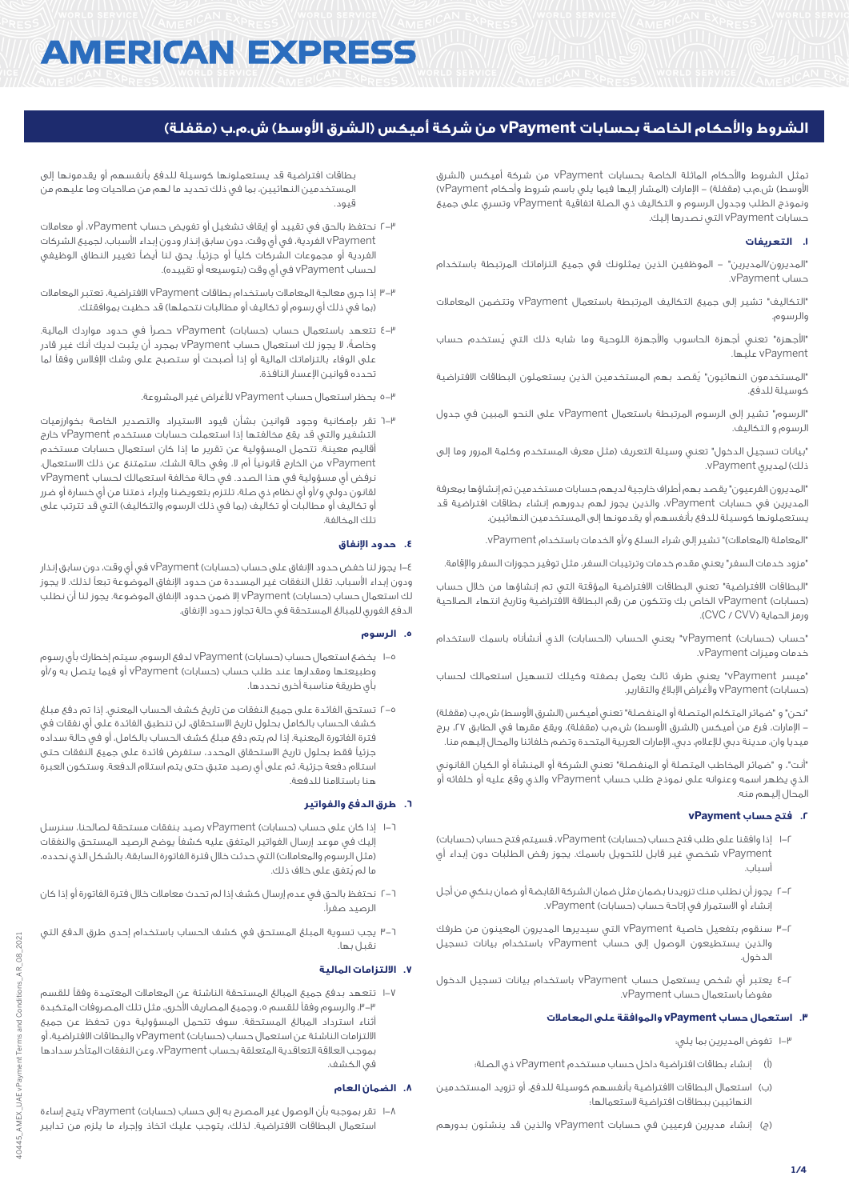# AMERICAN EXPRESS

## الشروط والأحكام الخاصة بحسابات vPayment من شركة أميكس (الشرق الأوسط) ش.م.ب (مقفلة)

تمثل الشروط والأحكام الماثلة الخاصة بحسابات vPayment من شركة أميكس (الشرق الأوسط) ش.م.ب (مقفلة) – الإمارات (المشار إليها فيما يلي باسم شروط وأحكام vPayment) ونموذج الطلب وجدول الرسوم و التكاليف ذي الصلة اتفاقية vPayment وتسري على جميع حسابات vPayment التي نصدرها إليك.

### ١. التعريفات

"المديرون/المديرين" – الموظفين الذين يمثلونك في جميع التزامات المرتبطة باستخدام حساب vPayment.

"التكاليف" تشير إلى جميع التكاليف المرتبطة باستعمال vPayment وتتضمن المعاملات والرسوم.

"الأجهزة" تعني أجهزة الحاسوب والأجهزة اللوحية وما شابه ذلك التي يُستخدم حساب vPayment عليها.

"المستخدمون النهائيون" يُقصد بهم المستخدمين الذين يستعملون البطاقات الافتراضية كوسيلة للدفع.

"الرسوم" تشير إلى الرسوم المرتبطة باستعمال vPayment على النحو المبين في جدول الرسوم و التكاليف.

"بيانات تسجيل الدخول" تعني وسيلة التعريف (مثل معرف المستخدم وكلمة المرور وما إلى ذلك) لمديري vPayment.

"المديرون الفرعيون" يقصد بهم أطراف خارجية لديهم حسابات مستخدمين تم إنشاؤها بمعرفة المديرين في حسابات vPayment، والذين يجوز لهم بدورهم إنشاء بطاقات افتراضية قد يستعملونها كوسيلة للدفع بأنفسهم أو يقدمونها إلى المستخدمين النهائيين.

"المعاملة (المعاملات)" تشير إلى شراء السلع و/أو الخدمات باستخدام vPayment.

"مزود خدمات السفر" يعني مقدم خدمات وترتيبات السفر، مثل توفير حجوزات السفر والإقامة.

"البطاقات الافتراضية" تعني البطاقات الافتراضية المؤقتة التي تم إنشاؤها من خلال حساب (حسابات) vPayment الخاص بك وتتكون من رقم البطاقة الافتراضية وتاريخ انتهاء الصلاحية ورمز الحماية (CVC / CVV).

"حساب (حسابات) vPayment" يعني الحساب (الحسابات) الذي أنشأناه باسمك لاستخدام خدمات وميزات vPayment.

"ميسر vPayment" يعني طرف ثالث يعمل بصفته وكيلك لتسهيل استعمالك لحساب (حسابات) vPayment ولأغراض الإبلاغ والتقارير.

"نحن" و "ضمائر المتكلم المتصلة أو المنفصلة" تعني أميكس (الشرق الأوسط) ش.م.ب (مقفلة) – الإمارات، فرع من أميكس (الشرق الأوسط) ش.م.ب (مقفلة)، ويقع مقرها في الطابق ٢٧، برج ميديا وان، مدينة دبي للإعلام، دبي، الإمارات العربية المتحدة وتضم خلفائنا والمحال إليهم منا.

"أنت"، و "ضمائر المخاطب المتصلة أو المنفصلة" تعني الشركة أو المنشأة أو الكيان القانوني الذي يظهر اسمه وعنوانه على نموذج طلب حساب vPayment والذي وقع عليه أو خلفائه أو المحال إليهم منه.

### ٢. فتح حساب vPayment

٢-١ إذا وافقنا على طلب فتح حساب (حسابات) vPayment، فسيتم فتح حساب (حسابات) vPayment شخصي غير قابل للتحويل باسمك. يجوز رفض الطلبات دون إبداء أي أسباب.

٢-٢ يجوز أن نطلب منك تزويدنا بضمان مثل ضمان الشركة القابضة أو ضمان بنكي من أجل إنشاء أو الاستمرار في إتاحة حساب (حسابات) vPayment.

٢-٣ سنقوم بتفعيل خاصية vPayment التي سيديرها المديرون المعينون من طرفك والذين يستطيعون الوصول إلى حساب vPayment باستخدام بيانات تسجيل الدخول.

٢-٤ يعتبر أي شخص يستعمل حساب vPayment باستخدام بيانات تسجيل الدخول مفوضاً باستعمال حساب vPayment.

### ٣. استعمال حساب vPayment والموافقة على المعاملات

٣-١ تفوض المديرين بما يلي:

(أ) إنشاء بطاقات افتراضية داخل حساب مستخدم vPayment ذي الصلة؛

(ب) استعمال البطاقات الافتراضية بأنفسهم كوسيلة للدفع، أو تزويد المستخدمين النهائيين ببطاقات افتراضية لاستعمالها؛

(ج) إنشاء مديرين فرعيين في حسابات vPayment والذين قد ينشئون بدورهم بطاقات افتراضية قد يستعملونها كوسيلة للدفع بأنفسهم أو يقدمونها إلى المستخدمين النهائيين، بما في ذلك تحديد ما لهم من صلاحيات وما عليهم من قيود.

٣-٢ نحتفظ بالحق في تقييد أو إيقاف تشغيل أو تفويض حساب vPayment، أو معاملات vPayment الفردية، في أي وقت، دون سابق إنذار ودون إبداء الأسباب، لجميع الشركات الفردية أو مجموعات الشركات كلياً أو جزئياً. يحق لنا أيضاً تغيير النطاق الوظيفي لحساب vPayment في أي وقت (بتوسيعه أو تقييده).

٣-٣ إذا جرى معالجة المعاملات باستخدام بطاقات vPayment الافتراضية، تعتبر المعاملات (بما في ذلك أي رسوم أو تكاليف أو مطالبات نتحملها) قد حظيت بموافقتك.

٣-٤ تتعهد باستعمال حساب (حسابات) vPayment حصراً في حدود مواردك المالية. وخاصةً، لا يجوز لك استعمال حساب vPayment بمجرد أن يثبت لديك أنك غير قادر على الوفاء بالتزاماتك المالية أو إذا أصبحت أو ستصبح على وشك الإفلاس وفقاً لما تحدده قوانين الإعسار النافذة.

٣-٥ يحظر استعمال حساب vPayment للأغراض غير المشروعة.

٣-٦ تقر بإمكانية وجود قوانين بشأن قيود الاستيراد والتصدير الخاصة بخوارزميات التشفير والتي قد يقع مخالفتها إذا استعملت حسابات مستخدم vPayment خارج أقاليم معينة. تتحمل المسؤولية عن تقرير ما إذا كان استعمال حسابات مستخدم vPayment من الخارج قانونيا أم لا. وفي حالة الشك، ستمتنع عن ذلك الاستعمال. نرفض أي مسؤولية في هذا الصدد. في حالة مخالفة استعمالك لحساب vPayment لقانون دولي و/أو أي نظام ذي صلة، تلتزم بتعويضنا وإبراء ذمتنا من أي خسارة أو ضرر أو تكاليف أو مطالبات أو تكاليف (بما في ذلك الرسوم والتكاليف) التي قد تترتب على تلك المخالفة.

### ٤. حدود الإنفاق

٤-١ يجوز لنا خفض حدود الإنفاق على حساب (حسابات) vPayment في أي وقت، دون سابق إنذار ودون إبداء الأسباب. تقلل النفقات غير المسددة من حدود الإنفاق الموضوعة تبعاً لذلك. لا يجوز لك استعمال حساب (حسابات) vPayment إلا ضمن حدود الإنفاق الموضوعة. يجوز لنا أن نطلب الدفع الفوري للمبالغ المستحقة في حالة تجاوز حدود الإنفاق.

### ٥. الرسوم

٥-١ يخضع استعمال حساب (حسابات) vPayment لدفع الرسوم. سيتم إخطارك بأي رسوم وطبيعتها ومقدارها عند طلب حساب (حسابات) vPayment أو فيما يتصل به و/أو بأي طريقة مناسبة أخرى نحددها.

٥-٢ تستحق الفائدة على جميع النفقات من تاريخ كشف الحساب المعني. إذا تم دفع مبلغ كشف الحساب بالكامل بحلول تاريخ الاستحقاق، لن تنطبق الفائدة على أي نفقات في فترة الفاتورة المعنية. إذا لم يتم دفع مبلغ كشف الحساب بالكامل، أو في حالة سداده جزئيا فقط بحلول تاريخ الاستحقاق المحدد، ستفرض فائدة على جميع النفقات حتى استلام دفعة جزئية، ثم على أي رصيد متبق حتى يتم استلام الدفعة. وستكون العبرة هنا باستلامنا للدفعة.

### ٦. طرق الدفع والفواتير

٦-١ إذا كان على حساب (حسابات) vPayment رصيد بنفقات مستحقة لصالحنا، سنرسل إليك في موعد إرسال الفواتير المتفق عليه كشفاً يوضح الرصيد المستحق والنفقات (مثل الرسوم والمعاملات) التي حدثت خلال فترة الفاتورة السابقة، بالشكل الذي نحدده، ما لم يُتفق على خلاف ذلك.

٦-٢ نحتفظ بالحق في عدم إرسال كشف إذا لم تحدث معاملات خلال فترة الفاتورة أو إذا كان الرصيد صفراً.

٦-٣ يجب تسوية المبلغ المستحق في كشف الحساب باستخدام إحدى طرق الدفع التي نقبل بها.

### ٧. الالتزامات المالية

٧-١ تتعهد بدفع جميع المبالغ المستحقة الناشئة عن المعاملات المعتمدة وفقاً للقسم ٣-٣، والرسوم وفقاً للقسم ٥، وجميع المصاريف الأخرى، مثل تلك المصروفات المتكبدة أثناء استرداد المبالغ المستحقة. سوف تتحمل المسؤولية دون تحفظ عن جميع الالتزامات الناشئة عن استعمال حساب (حسابات) vPayment والبطاقات الافتراضية، أو بموجب العلاقة التعاقدية المتعلقة بحساب vPayment، وعن النفقات المتأخر سدادها في الكشف.

### ٨. الضمان العام

٨-١ تقر بموجبه بأن الوصول غير المصرح به إلى حساب (حسابات) vPayment يتيح إساءة استعمال البطاقات الافتراضية. لذلك، يتوجب عليك اتخاذ وإجراء ما يلزم من تدابير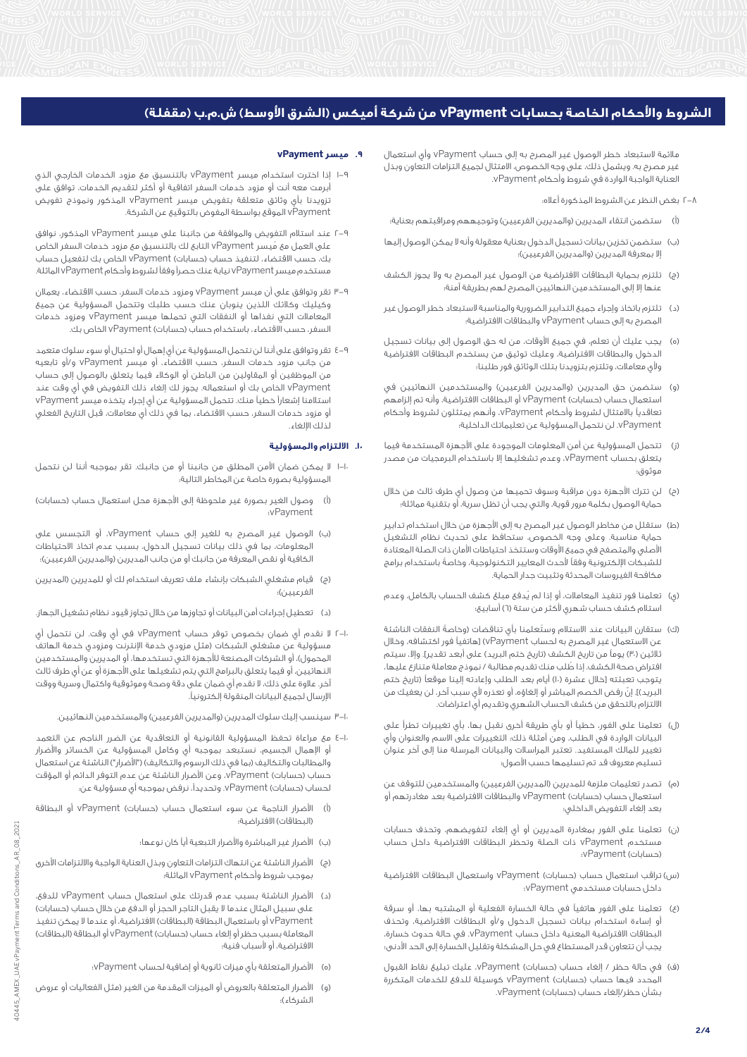# الشروط والأحكام الخاصة بحسابات vPayment من شركة أميكس (الشرق الأوسط) ش.م.ب (مقفلة)

ملائمة لاستبعاد خطر الوصول غير المصرح به إلى حساب vPayment وأي استعمال غير مصرح به. ويشمل ذلك، على وجه الخصوص، الامتثال لجميع التزامات التعاون وبذل العناية الواجبة الواردة في شروط وأحكام vPayment.

٢-٨ بغض النظر عن الشروط المذكورة أعلاه:

(أ) ستضمن انتقاء المديرين (والمديرين الفرعيين) وتوجيههم ومراقبتهم بعناية؛

(ب) ستضمن تخزين بيانات تسجيل الدخول بعناية معقولة وأنه لا يمكن الوصول إليها إلا بمعرفة المديرين (والمديرين الفرعيين)؛

(ج) تلتزم بحماية البطاقات الافتراضية من الوصول غير المصرح به ولا يجوز الكشف عنها إلا إلى المستخدمين النهائيين المصرح لهم بطريقة آمنة؛

(د) تلتزم باتخاذ وإجراء جميع التدابير الضرورية والمناسبة لاستبعاد خطر الوصول غير المصرح به إلى حساب vPayment والبطاقات الافتراضية؛

(ه) يجب عليك أن تعلم، في جميع الأوقات، من له حق الوصول إلى بيانات تسجيل الدخول والبطاقات الافتراضية، وعليك توثيق من يستخدم البطاقات الافتراضية ولأي معاملات، وتلتزم بتزويدنا بتلك الوثائق فور طلبنا؛

(و) ستضمن حق المديرين (والمديرين الفرعيين) والمستخدمين النهائيين في استعمال حساب (حسابات) vPayment أو البطاقات الافتراضية، وأنه تم إلزامهم تعاقدياً بالامتثال لشروط وأحكام vPayment، وأنهم يمتثلون لشروط وأحكام vPayment. لن نتحمل المسؤولية عن تعليماتك الداخلية؛

(ز) تتحمل المسؤولية عن أمن المعلومات الموجودة على الأجهزة المستخدمة فيما يتعلق بحساب vPayment، وعدم تشغيلها إلا باستخدام البرمجيات من مصدر موثوق؛

(ح) لن تترك الأجهزة دون مراقبة وسوف تحميها من وصول أي طرف ثالث من خلال حماية الوصول بكلمة مرور قوية، والتي يجب أن تظل سرية، أو بتقنية مماثلة؛

(ط) ستقلل من مخاطر الوصول غير المصرح به إلى الأجهزة من خلال استخدام تدابير حماية مناسبة. وعلى وجه الخصوص، ستحافظ على تحديث نظام التشغيل الأصلي والمتصفح في جميع الأوقات وستتخذ احتياطات الأمان ذات الصلة المعتادة للشبكات الإلكترونية وفقاً لأحدث المعايير التكنولوجية، وخاصةً باستخدام برامج مكافحة الفيروسات المحدثة وتثبيت جدار الحماية.

(ي) تعلمنا فور تنفيذ المعاملات، أو إذا لم يُدفع مبلغ كشف الحساب بالكامل، وعدم استلام كشف حساب شهري لأكثر من ستة (٦) أسابيع؛

(ك) ستقارن البيانات عند الاستلام وستعلمنا بأي تناقضات (وخاصةً النفقات الناشئة عن الاستعمال غير المصرح به لحساب vPayment) هاتفياً فور اكتشافه، وخلال ثلاثين (٣٠) يوماً من تاريخ الكشف (تاريخ ختم البريد) على أبعد تقدير؛ وإلا، سيتم افتراض صحة الكشف. إذا طلب منك تقديم مطالبة / نموذج معاملة متنازع عليها، يتوجب تعبئته [خلال عشرة (١٠) أيام بعد الطلب وإعادته إلينا موقعاً (تاريخ ختم البريد)]. إنّ رفض الخصم المباشر أو إلغاؤه، أو تعذره لأي سبب آخر، لن يعفيك من الالتزام بالتحقق من كشف الحساب الشهري وتقديم أي اعتراضات.

(ل) تعلمنا على الفور، خطياً أو بأي طريقة أخرى نقبل بها، بأي تغييرات تطرأ على البيانات الواردة في الطلب. ومن أمثلة ذلك، التغييرات على الاسم والعنوان وأي تغيير للمالك المستفيد. تعتبر المراسلات والبيانات المرسلة منا إلى آخر عنوان تسليم معروف قد تم تسليمها حسب الأصول؛

(م) تصدر تعليمات ملزمة للمديرين (المديرين الفرعيين) والمستخدمين للتوقف عن استعمال حساب (حسابات) vPayment والبطاقات الافتراضية بعد مغادرتهم أو بعد إلغاء التفويض الداخلي؛

(ن) تعلمنا على الفور بمغادرة المديرين أو أي إلغاء لتفويضهم، وتحذف حسابات مستخدمي vPayment ذات الصلة وتحظر البطاقات الافتراضية داخل حساب (حسابات) vPayment؛

(س) تراقب استعمال حساب (حسابات) vPayment واستعمال البطاقات الافتراضية داخل حسابات مستخدمي vPayment؛

(ع) تعلمنا على الفور هاتفياً في حالة الخسارة الفعلية أو المشتبه بها، أو سرقة أو إساءة استخدام بيانات تسجيل الدخول و/أو البطاقات الافتراضية، وتحذف البطاقات الافتراضية المعنية داخل حساب vPayment. في حالة حدوث خسارة، يجب أن تتعاون قدر المستطاع في حل المشكلة وتقليل الخسارة إلى الحد الأدنى؛

(ف) في حالة حظر / إلغاء حساب (حسابات) vPayment، عليك تبليغ نقاط القبول المحدد فيها حساب (حسابات) vPayment كوسيلة للدفع للخدمات المتكررة بشأن حظر/إلغاء حساب (حسابات) vPayment.

## ٩. ميسر vPayment

٩-١ إذا اخترت استخدام ميسر vPayment بالتنسيق مع مزود الخدمات الخارجي الذي أبرمت معه أنت أو مزود خدمات السفر اتفاقية أو أكثر لتقديم الخدمات، توافق على تزويدنا بأي وثائق متعلقة بتفويض ميسر vPayment المذكور ونموذج تفويض vPayment الموقع بواسطة المفوض بالتوقيع عن الشركة.

٩-٢ عند استلام التفويض والموافقة من جانبنا على ميسر vPayment المذكور، نوافق على العمل مع مُيسر vPayment التابع لك بالتنسيق مع مزود خدمات السفر الخاص بك، حسب الاقتضاء، لتنفيذ حساب (حسابات) vPayment الخاص بك لتفعيل حساب مستخدم ميسر vPayment نيابة عنك حصرا وفقاً لشروط وأحكام vPayment المماثلة.

٩-٣ تقر وتوافق على أن ميسر vPayment ومزود خدمات السفر، حسب الاقتضاء، يعملان وكيليك وكالتك اللذين ينوبان عنك حسب طلبك وتتحمل المسؤولية عن جميع المعاملات التي نفذاها أو النفقات التي تحملها ميسر vPayment ومزود خدمات السفر، حسب الاقتضاء، باستخدام حساب (حسابات) vPayment الخاص بك.

٩-٤ تقر وتوافق على أننا لن نتحمل المسؤولية عن أي إهمال أو احتيال أو سوء سلوك متعمد من جانب مزود خدمات السفر، حسب الاقتضاء، أو ميسر vPayment و/أو تابعيه من الموظفين أو المقاولين من الباطن أو الوكلاء فيما يتعلق بالوصول إلى حساب vPayment الخاص بك أو استعماله. يجوز لك إلغاء ذلك التفويض في أي وقت عند استلامنا إشعاراً خطياً منك. تتحمل المسؤولية عن أي إجراء يتخذه ميسر vPayment أو مزود خدمات السفر، حسب الاقتضاء، بما في ذلك أي معاملات، قبل التاريخ الفعلي لذلك الإلغاء.

## ١٠. الالتزام والمسؤولية

١٠-١ لا يمكن ضمان الأمن المطلق من جانبنا أو من جانبك. تقر بموجبه أننا لن نتحمل المسؤولية بصورة خاصة عن المخاطر التالية:

(أ) وصول الغير بصورة غير ملحوظة إلى الأجهزة محل استعمال حساب (حسابات) vPayment؛

(ب) الوصول غير المصرح به للغير إلى حساب vPayment، أو التجسس على المعلومات، بما في ذلك بيانات تسجيل الدخول، بسبب عدم اتخاذ الاحتياطات الكافية أو نقص المعرفة من جانبك أو من جانب المديرين (والمديرين الفرعيين)؛

(ج) قيام مشغلي الشبكات بإنشاء ملف تعريف استخدام لك أو للمديرين (المديرين الفرعيين)؛

(د) تعطيل إجراءات أمن البيانات أو تجاوزها من خلال تجاوز قيود نظام تشغيل الجهاز.

١٠-٢ لا نقدم أي ضمان بخصوص توفر حساب vPayment في أي وقت. لن نتحمل أي مسؤولية عن مشغلي الشبكات (مثل مزودي خدمة الإنترنت ومزودي خدمة الهاتف المحمول)، أو الشركات المصنعة للأجهزة التي تستخدمها، أو المديرين والمستخدمين النهائيين، أو فيما يتعلق بالبرامج التي يتم تشغيلها على الأجهزة أو عن أي طرف ثالث آخر. علاوة على ذلك، لا نقدم أي ضمان على دقة وصحة وموثوقية واكتمال وسرية ووقت الإرسال لجميع البيانات المنقولة إلكترونياً.

١٠-٣ سينسب إليك سلوك المديرين (والمديرين الفرعيين) والمستخدمين النهائيين.

١٠-٤ مع مراعاة تحفظ المسؤولية القانونية أو التعاقدية عن الضرر الناجم عن التعمد أو الإهمال الجسيم، نستبعد بموجبه أي وكامل المسؤولية عن الخسائر والأضرار والمطالبات والتكاليف (بما في ذلك الرسوم والتكاليف) ("الأضرار") الناشئة عن استعمال حساب (حسابات) vPayment، وعن الأضرار الناشئة عن عدم التوفر الدائم أو المؤقت لحساب (حسابات) vPayment. وتحديداً، نرفض بموجبه أي مسؤولية عن:

(أ) الأضرار الناجمة عن سوء استعمال حساب (حسابات) vPayment أو البطاقة (البطاقات) الافتراضية؛

(ب) الأضرار غير المباشرة والأضرار التبعية أياً كان نوعها؛

(ج) الأضرار الناشئة عن انتهاك التزامات التعاون وبذل العناية الواجبة والالتزامات الأخرى بموجب شروط وأحكام vPayment المماثلة؛

(د) الأضرار الناشئة بسبب عدم قدرتك على استعمال حساب vPayment للدفع، على سبيل المثال عندما لا يقبل التاجر الحجز أو الدفع من خلال حساب (حسابات) vPayment أو باستعمال البطاقة (البطاقات) الافتراضية، أو عندما لا يمكن تنفيذ المعاملة بسبب حظر أو إلغاء حساب (حسابات) vPayment أو البطاقة (البطاقات) الافتراضية، أو لأسباب فنية؛

(ه) الأضرار المتعلقة بأي ميزات ثانوية أو إضافية لحساب vPayment؛

(و) الأضرار المتعلقة بالعروض أو الميزات المقدمة من الغير (مثل الفعاليات أو عروض الشركاء)؛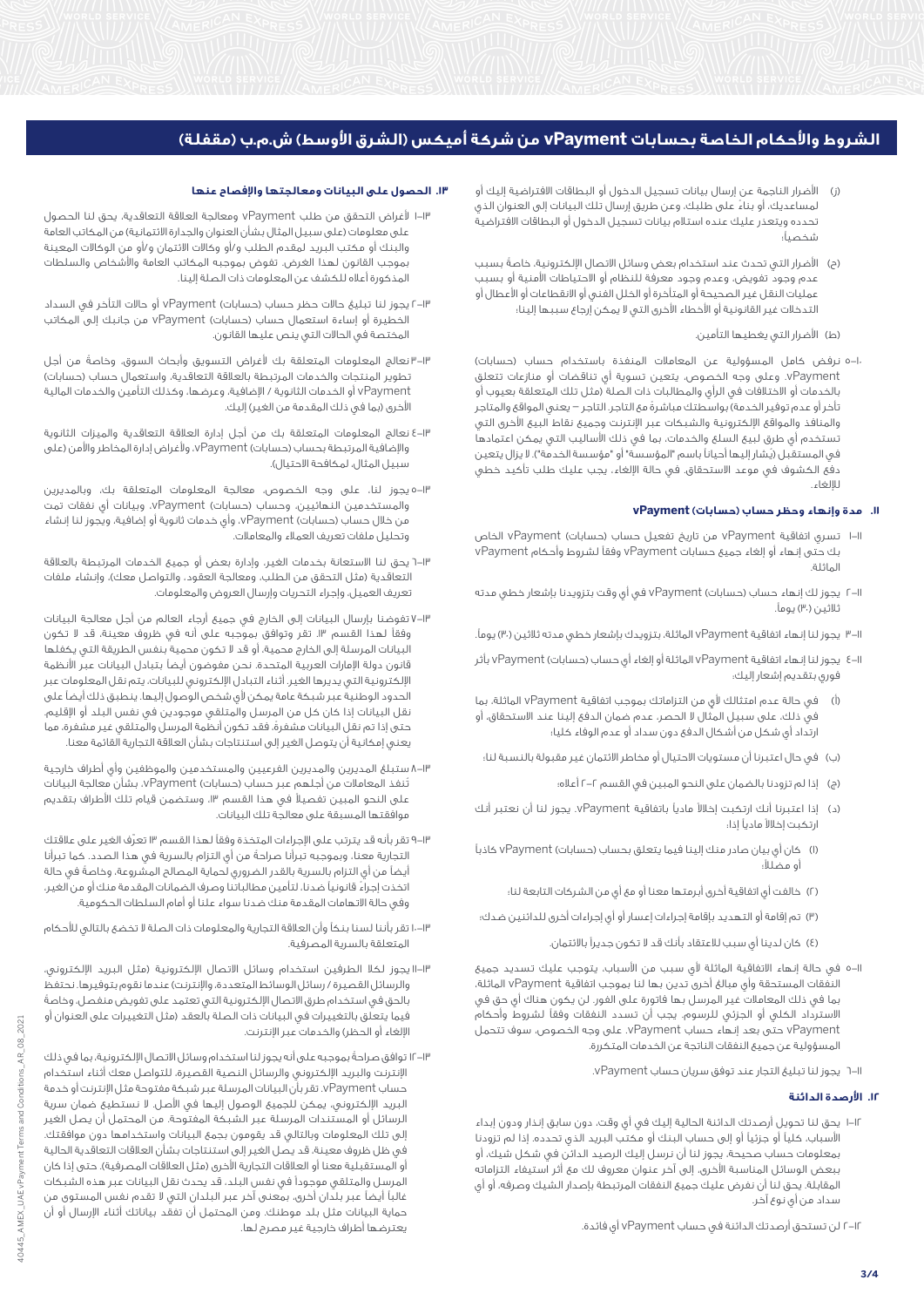# الشروط والأحكام الخاصة بحسابات vPayment من شركة أميكس (الشرق الأوسط) ش.م.ب (مقفلة)

(ز) الأضرار الناجمة عن إرسال بيانات تسجيل الدخول أو البطاقات الافتراضية إليك أو لمساعديك، أو بناءً على طلبك، وعن طريق إرسال تلك البيانات إلى العنوان الذي تحدده ويتعذر عليك عنده استلام بيانات تسجيل الدخول أو البطاقات الافتراضية شخصياً؛

(ح) الأضرار التي تحدث عند استخدام بعض وسائل الاتصال الإلكترونية، خاصةً بسبب عدم وجود تفويض، وعدم وجود معرفة للنظام أو الاحتياطات الأمنية أو بسبب عمليات النقل غير الصحيحة أو المتأخرة أو الخلل الفني أو الانقطاعات أو الأعطال أو التدخلات غير القانونية أو الأخطاء الأخرى التي لا يمكن إرجاع سببها إلينا؛

(ط) الأضرار التي يغطيها التأمين.

١٠-٥ نرفض كامل المسؤولية عن المعاملات المنفذة باستخدام حساب (حسابات) vPayment. وعلى وجه الخصوص، يتعين تسوية أي تناقضات أو منازعات تتعلق بالخدمات أو الاختلافات في الرأي والمطالبات ذات الصلة (مثل تلك المتعلقة بعيوب أو تأخر أو عدم توفير الخدمة) بواسطتك مباشرة مع التاجر. التاجر – يعني المواقع والمتاجر والمنافذ والمواقع الإلكترونية والشبكات عبر الإنترنت وجميع نقاط البيع الأخرى التي تستخدم أي طرق لبيع السلع والخدمات، بما في ذلك الأساليب التي يمكن اعتمادها في المستقبل (يُشار إليها أحياناً باسم "المؤسسة" أو "مؤسسة الخدمة"). لا يزال يتعين دفع الكشوف في موعد الاستحقاق. في حالة الإلغاء، يجب عليك طلب تأكيد خطي للإلغاء.

## ١١. مدة وإنهاء وحظر حساب (حسابات) vPayment

١١-١ تسري اتفاقية vPayment من تاريخ تفعيل حساب (حسابات) vPayment الخاص بك حتى إنهاء أو إلغاء جميع حسابات vPayment وفقاً لشروط وأحكام vPayment الماثلة.

١١-٢ يجوز لك إنهاء حساب (حسابات) vPayment في أي وقت بتزويدنا بإشعار خطي مدته ثلاثين (٣٠) يوماً.

١١-٣ يجوز لنا إنهاء اتفاقية vPayment الماثلة، بتزويدك بإشعار خطي مدته ثلاثين (٣٠) يوماً.

١١-٤ يجوز لنا إنهاء اتفاقية vPayment الماثلة أو إلغاء أي حساب (حسابات) vPayment بأثر فوري بتقديم إشعار إليك:

(أ) في حالة عدم امتثالك لأي من التزاماتك بموجب اتفاقية vPayment الماثلة، بما في ذلك، على سبيل المثال لا الحصر، عدم ضمان الدفع إلينا عند الاستحقاق، أو ارتداد أي شكل من أشكال الدفع دون سداد أو عدم الوفاء كلياً؛

(ب) في حال اعتبرنا أن مستويات الاحتيال أو مخاطر الائتمان غير مقبولة بالنسبة لنا؛

(ج) إذا لم تزودنا بالضمان على النحو المبين في القسم ٢-٢ أعلاه؛

(د) إذا اعتبرنا أنك ارتكبت إخلالاً مادياً باتفاقية vPayment. يجوز لنا أن نعتبر أنك ارتكبت إخلالاً مادياً إذا:

(١) كان أي بيان صادر منك إلينا فيما يتعلق بحساب (حسابات) vPayment كاذباً أو مضللاً؛

(٢) خالفت أي اتفاقية أخرى أبرمتها معنا أو مع أي من الشركات التابعة لنا؛

(٣) تم إقامة أو التهديد بإقامة إجراءات إعسار أو أي إجراءات أخرى للدائنين ضدك؛

(٤) كان لدينا أي سبب للاعتقاد بأنك قد لا تكون جديراً بالائتمان.

١١-٥ في حالة إنهاء الاتفاقية الماثلة لأي سبب من الأسباب، يتوجب عليك تسديد جميع النفقات المستحقة وأي مبالغ أخرى تدين بها لنا بموجب اتفاقية vPayment الماثلة، بما في ذلك المعاملات غير المرسل بها فاتورة على الفور. لن يكون هناك أي حق في الاسترداد الكلي أو الجزئي للرسوم. يجب أن تسدد النفقات وفقاً لشروط وأحكام vPayment حتى بعد إنهاء حساب vPayment. على وجه الخصوص، سوف تتحمل المسؤولية عن جميع النفقات الناتجة عن الخدمات المتكررة.

١١-٦ يجوز لنا تبليغ التجار عند توقف سريان حساب vPayment.

## ١٢. الأرصدة الدائنة

١٢-١ يحق لنا تحويل أرصدتك الدائنة الحالية إليك في أي وقت، دون سابق إنذار ودون إبداء الأسباب، كلياً أو جزئياً أو إلى حساب البنك أو مكتب البريد الذي تحدده. إذا لم تزودنا بمعلومات حساب صحيحة، يجوز لنا أن نرسل إليك الرصيد الدائن في شكل شيك، أو ببعض الوسائل المناسبة الأخرى، إلى آخر عنوان معروف لك مع أثر استيفاء التزاماته المقابلة. يحق لنا أن نفرض عليك جميع النفقات المرتبطة بإصدار الشيك وصرفه، أو أي سداد من أي نوع آخر.

١٢-٢ لن تستحق أرصدتك الدائنة في حساب vPayment أي فائدة.

## ١٣. الحصول على البيانات ومعالجتها والإفصاح عنها

١٣-١ لأغراض التحقق من طلب vPayment ومعالجة العلاقة التعاقدية، يحق لنا الحصول على معلومات (على سبيل المثال بشأن العنوان والجدارة الائتمانية) من المكاتب العامة والبنك أو مكتب البريد لمقدم الطلب و/أو وكالات الائتمان و/أو من الوكالات المعنية بموجب القانون لهذا الغرض. تفوض بموجبه المكاتب العامة والأشخاص والسلطات المذكورة أعلاه للكشف عن المعلومات ذات الصلة إلينا.

١٣-٢ يجوز لنا تبليغ حالات حظر حساب (حسابات) vPayment أو حالات التأخر في السداد الخطيرة أو إساءة استعمال حساب (حسابات) vPayment من جانبك إلى المكاتب المختصة في الحالات التي ينص عليها القانون.

١٣-٣ نعالج المعلومات المتعلقة بك لأغراض التسويق وأبحاث السوق، وخاصةً من أجل تطوير المنتجات والخدمات المرتبطة بالعلاقة التعاقدية، واستعمال حساب (حسابات) vPayment أو الخدمات الثانوية / الإضافية، وعرضها، وكذلك التأمين والخدمات المالية الأخرى (بما في ذلك المقدمة من الغير) إليك.

١٣-٤ نعالج المعلومات المتعلقة بك من أجل إدارة العلاقة التعاقدية والميزات الثانوية والإضافية المرتبطة بحساب (حسابات) vPayment، ولأغراض إدارة المخاطر والأمن (على سبيل المثال، لمكافحة الاحتيال).

١٣-٥ يجوز لنا، على وجه الخصوص، معالجة المعلومات المتعلقة بك، وبالمديرين والمستخدمين النهائيين، وحساب (حسابات) vPayment، وبيانات أي نفقات تمت من خلال حساب (حسابات) vPayment، وأي خدمات ثانوية أو إضافية، ويجوز لنا إنشاء وتحليل ملفات تعريف العملاء والمعاملات.

١٣-٦ يحق لنا الاستعانة بخدمات الغير، وإدارة بعض أو جميع الخدمات المرتبطة بالعلاقة التعاقدية (مثل التحقق من الطلب، ومعالجة العقود، والتواصل معك)، وإنشاء ملفات تعريف العميل، وإجراء التحريات وإرسال العروض والمعلومات.

١٣-٧ تفوضنا بإرسال البيانات إلى الخارج في جميع أرجاء العالم من أجل معالجة البيانات وفقاً لهذا القسم ١٣. تقر وتوافق بموجبه على أنه في ظروف معينة، قد لا تكون البيانات المرسلة إلى الخارج محمية، أو قد لا تكون محمية بنفس الطريقة التي يكفلها قانون دولة الإمارات العربية المتحدة. نحن مفوضون أيضاً بتبادل البيانات عبر الأنظمة الإلكترونية التي يديرها الغير. أثناء التبادل الإلكتروني للبيانات، يتم نقل المعلومات عبر الحدود الوطنية عبر شبكة عامة يمكن لأي شخص الوصول إليها. ينطبق ذلك أيضاً على نقل البيانات إذا كان كل من المرسل والمتلقي موجودين في نفس البلد أو الإقليم، حتى إذا تم نقل البيانات مشفرة، فقد تكون أنظمة المرسل والمتلقي غير مشفرة، مما يعني إمكانية أن يتوصل الغير إلى استنتاجات بشأن العلاقة التجارية القائمة معنا.

١٣-٨ ستبلغ المديرين والمديرين الفرعيين والمستخدمين والموظفين وأي أطراف خارجية تُنفذ المعاملات من أجلهم عبر حساب (حسابات) vPayment، بشأن معالجة البيانات على النحو المبين تفصيلاً في هذا القسم ١٣، وستضمن قيام تلك الأطراف بتقديم موافقتها المسبقة على معالجة تلك البيانات.

١٣-٩ تقر بأنه قد يترتب على الإجراءات المتخذة وفقاً لهذا القسم ١٣ تعرّف الغير على علاقتك التجارية معنا، وبموجبه تبرئنا صراحةً من أي التزام بالسرية في هذا الصدد. كما تبرئنا أيضاً من أي التزام بالسرية بالقدر الضروري لحماية المصالح المشروعة، وخاصةً في حالة اتخذت إجراءً قانونياً ضدنا، لتأمين مطالباتنا وصرف الضمانات المقدمة منك أو من الغير، وفي حالة الاتهامات المقدمة منك ضدنا سواء علناً أو أمام السلطات الحكومية.

١٣-١٠ تقر بأننا لسنا بنكاً وأن العلاقة التجارية والمعلومات ذات الصلة لا تخضع بالتالي للأحكام المتعلقة بالسرية المصرفية.

١٣-١١ يجوز لكلا الطرفين استخدام وسائل الاتصال الإلكترونية (مثل البريد الإلكتروني، والرسائل القصيرة / رسائل الوسائط المتعددة، والإنترنت) عندما نقوم بتوفيرها. نحتفظ بالحق في استخدام طرق الاتصال الإلكترونية التي تعتمد على تفويض منفصل، وخاصةً فيما يتعلق بالتغييرات في البيانات ذات الصلة بالعقد (مثل التغييرات على العنوان أو الإلغاء أو الحظر) والخدمات عبر الإنترنت.

١٣-١٢ توافق صراحةً بموجبه على أنه يجوز لنا استخدام وسائل الاتصال الإلكترونية، بما في ذلك الإنترنت والبريد الإلكتروني والرسائل النصية القصيرة، للتواصل معك أثناء استخدام حساب vPayment. تقر بأن البيانات المرسلة عبر شبكة مفتوحة مثل الإنترنت أو خدمة البريد الإلكتروني، يمكن للجميع الوصول إليها في الأصل. لا نستطيع ضمان سرية الرسائل أو المستندات المرسلة عبر الشبكة المفتوحة. من المحتمل أن يصل الغير إلى تلك المعلومات وبالتالي قد يقومون بجمع البيانات واستخدامها دون موافقتك. في ظل ظروف معينة، قد يصل الغير إلى استنتاجات بشأن العلاقات التعاقدية الحالية أو المستقبلية معنا أو العلاقات التجارية الأخرى (مثل العلاقات المصرفية). حتى إذا كان المرسل والمتلقي موجوداً في نفس البلد، قد يحدث نقل البيانات عبر هذه الشبكات غالباً أيضاً عبر بلدان أخرى، بمعنى آخر عبر البلدان التي لا تقدم نفس المستوى من حماية البيانات مثل بلد موطنك. ومن المحتمل أن تفقد بياناتك أثناء الإرسال أو أن يعترضها أطراف خارجية غير مصرح لها.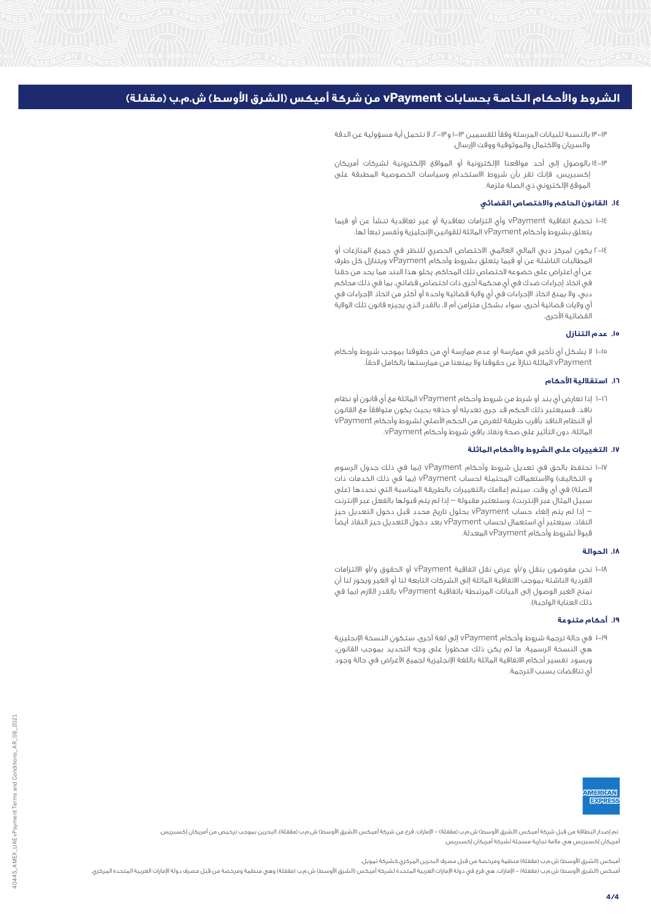## الشروط والأحكام الخاصة بحسابات vPayment من شركة أميكس (الشرق الأوسط) ش.م.ب (مقفلة)

١٣-١٣ بالنسبة للبيانات المرسلة وفقاً للقسمين ١٣-١ و١٣-٢، لا نتحمل أية مسؤولية عن الدقة والسريان والاكتمال والموثوقية ووقت الإرسال.

١٣-١٤ بالوصول إلى أحد مواقعنا الإلكترونية أو المواقع الإلكترونية لشركات أمريكان إكسبريس، فإنك تقر بأن شروط الاستخدام وسياسات الخصوصية المطبقة على الموقع الإلكتروني ذي الصلة ملزمة.

### ١٤. القانون الحاكم والاختصاص القضائي

١٤-١ تخضع اتفاقية vPayment وأي التزامات تعاقدية أو غير تعاقدية تنشأ عن أو فيما يتعلق بشروط وأحكام vPayment الماثلة للقوانين الإنجليزية وتُفسر تبعاً لها.

١٤-٢ يكون لمركز دبي المالي العالمي الاختصاص الحصري للنظر في جميع المنازعات أو المطالبات الناشئة عن أو فيما يتعلق بشروط وأحكام vPayment ويتنازل كل طرف عن أي اعتراض على خضوعه لاختصاص تلك المحاكم. يخلو هذا البند مما يحد من حقنا في اتخاذ إجراءات ضدك في أي محكمة أخرى ذات اختصاص قضائي، بما في ذلك محاكم دبي، ولا يمنع اتخاذ الإجراءات في أي ولاية قضائية واحدة أو أكثر من اتخاذ الإجراءات في أي ولايات قضائية أخرى، سواء بشكل متزامن أم لا، بالقدر الذي يجيزه قانون تلك الولاية القضائية الأخرى.

### ١٥. عدم التنازل

١٥-١ لا يشكل أي تأخير في ممارسة أو عدم ممارسة أي من حقوقنا بموجب شروط وأحكام vPayment الماثلة تنازلاً عن حقوقنا ولا يمنعنا من ممارستها بالكامل لاحقاً.

### ١٦. استقلالية الأحكام

١٦-١ إذا تعارض أي بند أو شرط من شروط وأحكام vPayment الماثلة مع أي قانون أو نظام نافذ، فسيعتبر ذلك الحكم قد جرى تعديله أو حذفه بحيث يكون متوافقاً مع القانون أو النظام النافذ بأقرب طريقة للغرض من الحكم الأصلي لشروط وأحكام vPayment الماثلة، دون التأثير على صحة ونفاذ باقي شروط وأحكام vPayment.

### ١٧. التغييرات على الشروط والأحكام الماثلة

١٧-١ نحتفظ بالحق في تعديل شروط وأحكام vPayment (بما في ذلك جدول الرسوم و التكاليف) والاستعمالات المحتملة لحساب vPayment (بما في ذلك الخدمات ذات الصلة) في أي وقت. سيتم إعلامك بالتغييرات بالطريقة المناسبة التي نحددها (على سبيل المثال عبر الإنترنت). وستعتبر مقبولة – إذا لم يتم قبولها بالفعل عبر الإنترنت – إذا لم يتم إلغاء حساب vPayment بحلول تاريخ محدد قبل دخول التعديل حيز النفاذ. سيعتبر أي استعمال لحساب vPayment بعد دخول التعديل حيز النفاذ أيضاً قبولاً لشروط وأحكام vPayment المعدلة.

### ١٨. الحوالة

١٨-١ نحن مفوضون بنقل و/أو عرض نقل اتفاقية vPayment أو الحقوق و/أو الالتزامات الفردية الناشئة بموجب الاتفاقية الماثلة إلى الشركات التابعة لنا أو الغير ويجوز لنا أن نمنح الغير الوصول إلى البيانات المرتبطة باتفاقية vPayment بالقدر اللازم (بما في ذلك العناية الواجبة).

### ١٩. أحكام متنوعة

١٩-١ في حالة ترجمة شروط وأحكام vPayment إلى لغة أخرى، ستكون النسخة الإنجليزية هي النسخة الرسمية، ما لم يكن ذلك محظوراً على وجه التحديد بموجب القانون، ويسود تفسير أحكام الاتفاقية الماثلة باللغة الإنجليزية لجميع الأغراض في حالة وجود أي تناقضات بسبب الترجمة.

تم إصدار البطاقة من قبل شركة أميكس (الشرق الأوسط) ش.م.ب (مقفلة) – الإمارات، فرع من شركة أميكس (الشرق الأوسط) ش.م.ب (مقفلة)، البحرين بموجب ترخيص من أمريكان إكسبريس.
أمريكان إكسبريس هي علامة تجارية مسجلة لشركة أمريكان إكسبريس.

أميكس (الشرق الأوسط) ش.م.ب (مقفلة) منظمة ومرخصة من قبل مصرف البحرين المركزي كشركة تمويل.
أميكس (الشرق الأوسط) ش.م.ب (مقفلة) – الإمارات، هي فرع في دولة الإمارات العربية المتحدة لشركة أميكس (الشرق الأوسط) ش.م.ب (مقفلة) وهي منظمة ومرخصة من قبل مصرف دولة الإمارات العربية المتحدة المركزي.

40445_AMEX_UAE vPayment Terms and Conditions_AR_08_2021